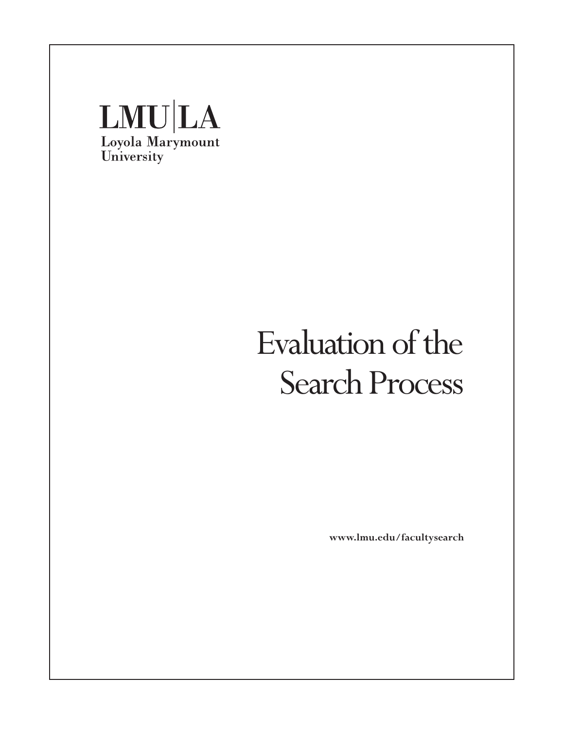LMU|LA
Loyola Marymount
University

# Evaluation of the Search Process

**www.lmu.edu/facultysearch**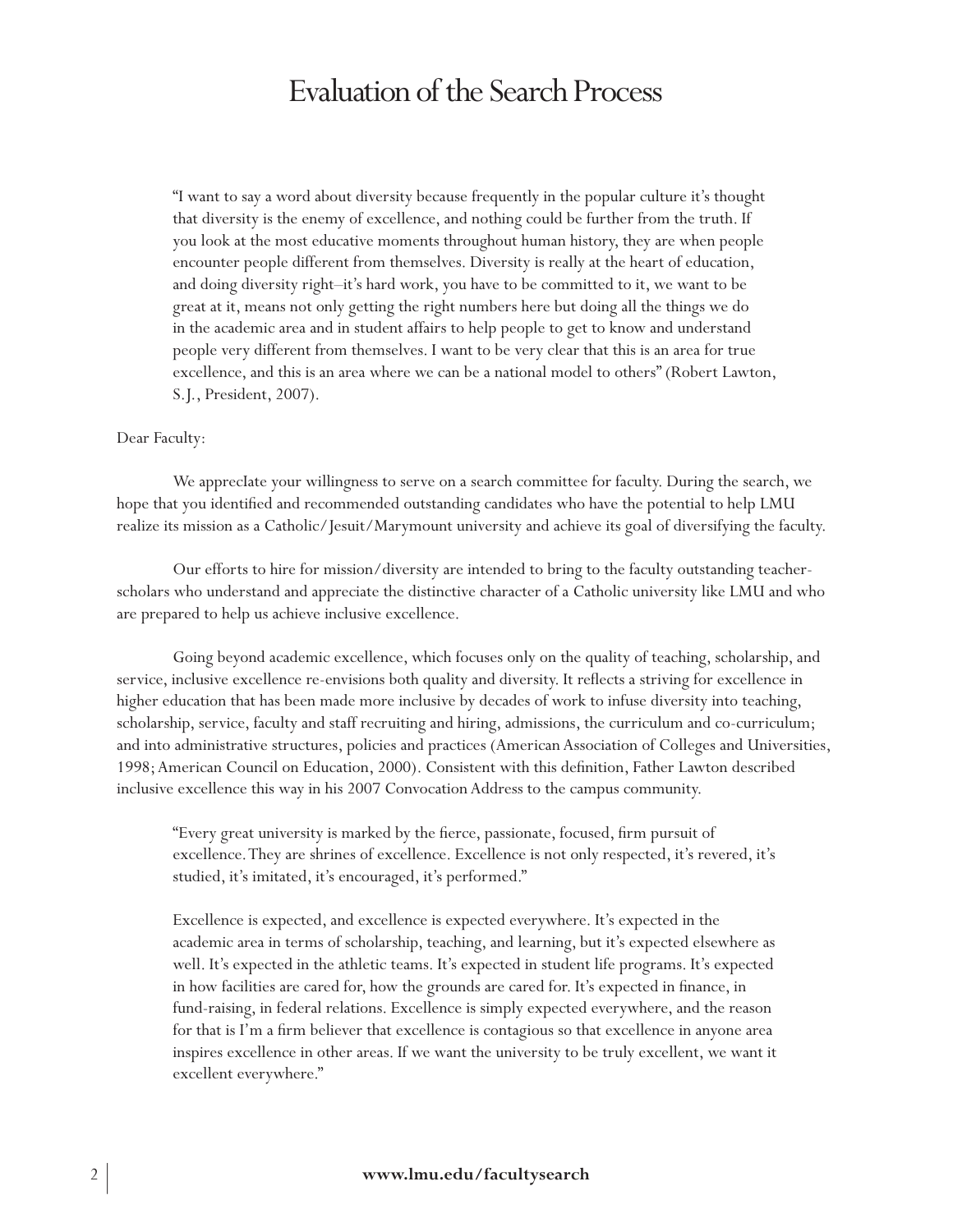# Evaluation of the Search Process

> "I want to say a word about diversity because frequently in the popular culture it's thought that diversity is the enemy of excellence, and nothing could be further from the truth. If you look at the most educative moments throughout human history, they are when people encounter people different from themselves. Diversity is really at the heart of education, and doing diversity right–it's hard work, you have to be committed to it, we want to be great at it, means not only getting the right numbers here but doing all the things we do in the academic area and in student affairs to help people to get to know and understand people very different from themselves. I want to be very clear that this is an area for true excellence, and this is an area where we can be a national model to others" (Robert Lawton, S.J., President, 2007).

Dear Faculty:

We appreciate your willingness to serve on a search committee for faculty. During the search, we hope that you identified and recommended outstanding candidates who have the potential to help LMU realize its mission as a Catholic/Jesuit/Marymount university and achieve its goal of diversifying the faculty.

Our efforts to hire for mission/diversity are intended to bring to the faculty outstanding teacher-scholars who understand and appreciate the distinctive character of a Catholic university like LMU and who are prepared to help us achieve inclusive excellence.

Going beyond academic excellence, which focuses only on the quality of teaching, scholarship, and service, inclusive excellence re-envisions both quality and diversity. It reflects a striving for excellence in higher education that has been made more inclusive by decades of work to infuse diversity into teaching, scholarship, service, faculty and staff recruiting and hiring, admissions, the curriculum and co-curriculum; and into administrative structures, policies and practices (American Association of Colleges and Universities, 1998; American Council on Education, 2000). Consistent with this definition, Father Lawton described inclusive excellence this way in his 2007 Convocation Address to the campus community.

> "Every great university is marked by the fierce, passionate, focused, firm pursuit of excellence. They are shrines of excellence. Excellence is not only respected, it's revered, it's studied, it's imitated, it's encouraged, it's performed."
>
> Excellence is expected, and excellence is expected everywhere. It's expected in the academic area in terms of scholarship, teaching, and learning, but it's expected elsewhere as well. It's expected in the athletic teams. It's expected in student life programs. It's expected in how facilities are cared for, how the grounds are cared for. It's expected in finance, in fund-raising, in federal relations. Excellence is simply expected everywhere, and the reason for that is I'm a firm believer that excellence is contagious so that excellence in anyone area inspires excellence in other areas. If we want the university to be truly excellent, we want it excellent everywhere."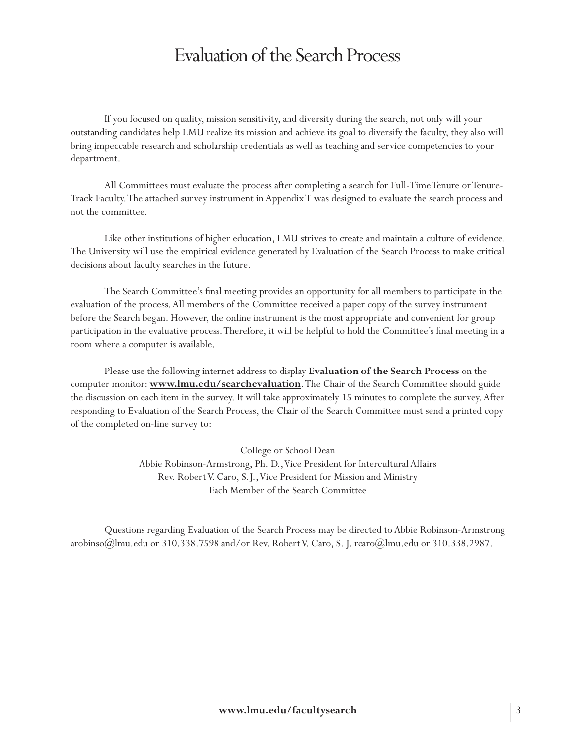# Evaluation of the Search Process

If you focused on quality, mission sensitivity, and diversity during the search, not only will your outstanding candidates help LMU realize its mission and achieve its goal to diversify the faculty, they also will bring impeccable research and scholarship credentials as well as teaching and service competencies to your department.

All Committees must evaluate the process after completing a search for Full-Time Tenure or Tenure-Track Faculty. The attached survey instrument in Appendix T was designed to evaluate the search process and not the committee.

Like other institutions of higher education, LMU strives to create and maintain a culture of evidence. The University will use the empirical evidence generated by Evaluation of the Search Process to make critical decisions about faculty searches in the future.

The Search Committee's final meeting provides an opportunity for all members to participate in the evaluation of the process. All members of the Committee received a paper copy of the survey instrument before the Search began. However, the online instrument is the most appropriate and convenient for group participation in the evaluative process. Therefore, it will be helpful to hold the Committee's final meeting in a room where a computer is available.

Please use the following internet address to display **Evaluation of the Search Process** on the computer monitor: **www.lmu.edu/searchevaluation**. The Chair of the Search Committee should guide the discussion on each item in the survey. It will take approximately 15 minutes to complete the survey. After responding to Evaluation of the Search Process, the Chair of the Search Committee must send a printed copy of the completed on-line survey to:

College or School Dean
Abbie Robinson-Armstrong, Ph. D., Vice President for Intercultural Affairs
Rev. Robert V. Caro, S.J., Vice President for Mission and Ministry
Each Member of the Search Committee

Questions regarding Evaluation of the Search Process may be directed to Abbie Robinson-Armstrong arobinso@lmu.edu or 310.338.7598 and/or Rev. Robert V. Caro, S. J. rcaro@lmu.edu or 310.338.2987.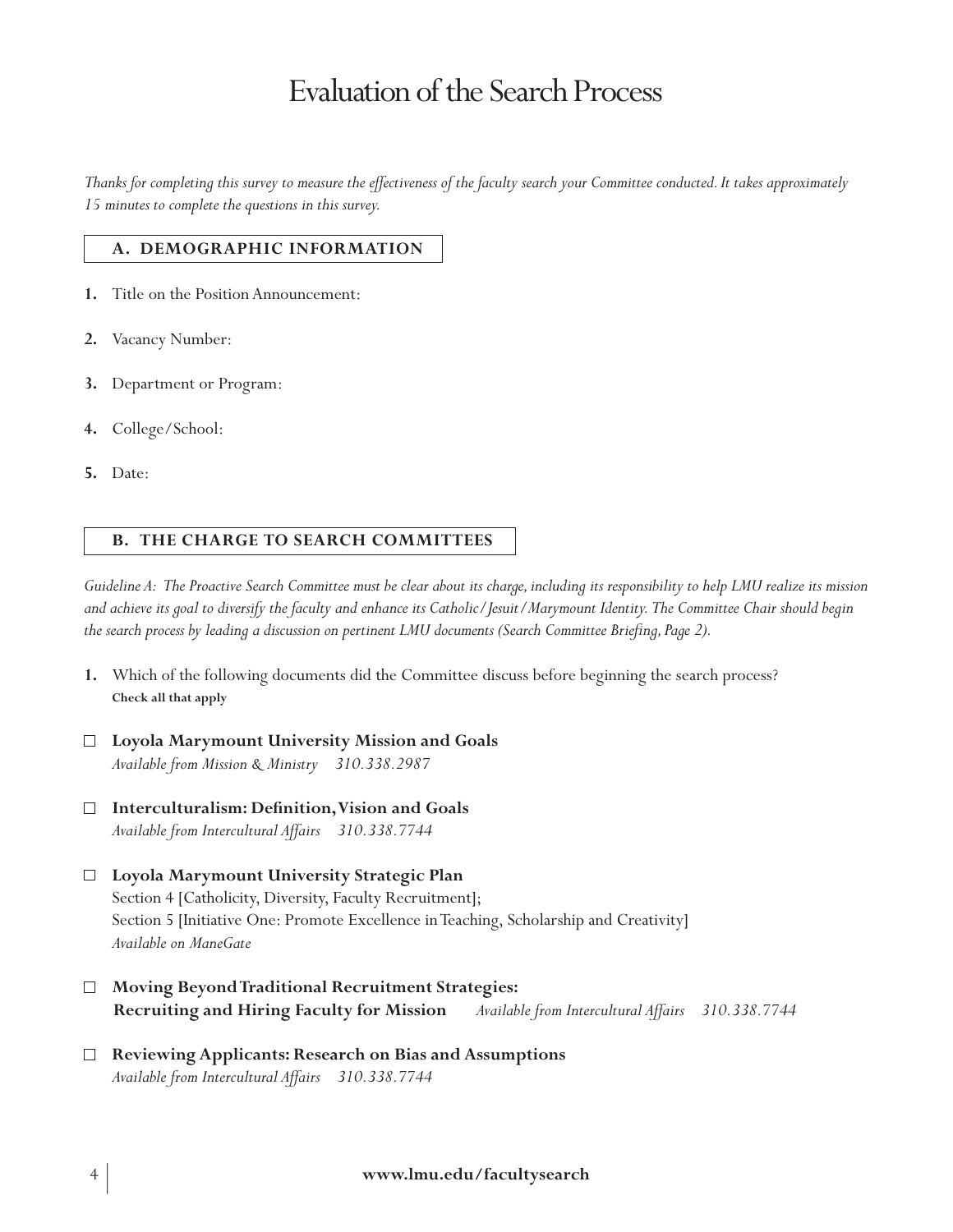# Evaluation of the Search Process

*Thanks for completing this survey to measure the effectiveness of the faculty search your Committee conducted. It takes approximately 15 minutes to complete the questions in this survey.*

## A. DEMOGRAPHIC INFORMATION

1. Title on the Position Announcement:
2. Vacancy Number:
3. Department or Program:
4. College/School:
5. Date:

## B. THE CHARGE TO SEARCH COMMITTEES

*Guideline A: The Proactive Search Committee must be clear about its charge, including its responsibility to help LMU realize its mission and achieve its goal to diversify the faculty and enhance its Catholic/Jesuit/Marymount Identity. The Committee Chair should begin the search process by leading a discussion on pertinent LMU documents (Search Committee Briefing, Page 2).*

1. Which of the following documents did the Committee discuss before beginning the search process?
   **Check all that apply**

- ☐ **Loyola Marymount University Mission and Goals**
  *Available from Mission & Ministry 310.338.2987*

- ☐ **Interculturalism: Definition, Vision and Goals**
  *Available from Intercultural Affairs 310.338.7744*

- ☐ **Loyola Marymount University Strategic Plan**
  Section 4 [Catholicity, Diversity, Faculty Recruitment];
  Section 5 [Initiative One: Promote Excellence in Teaching, Scholarship and Creativity]
  *Available on ManeGate*

- ☐ **Moving Beyond Traditional Recruitment Strategies: Recruiting and Hiring Faculty for Mission** *Available from Intercultural Affairs 310.338.7744*

- ☐ **Reviewing Applicants: Research on Bias and Assumptions**
  *Available from Intercultural Affairs 310.338.7744*

**www.lmu.edu/facultysearch**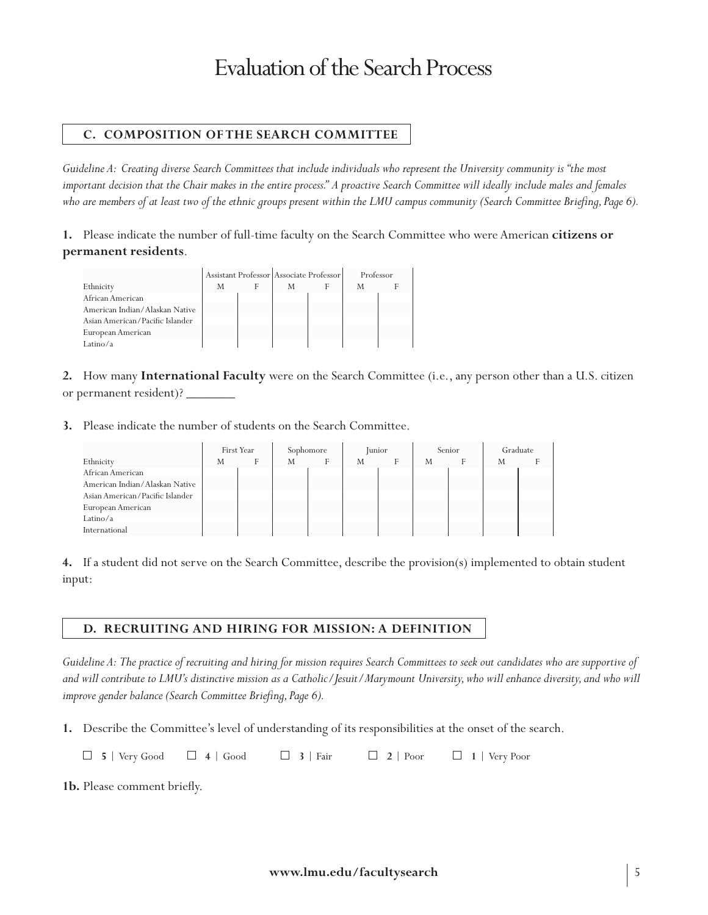# Evaluation of the Search Process

## C. COMPOSITION OF THE SEARCH COMMITTEE

*Guideline A: Creating diverse Search Committees that include individuals who represent the University community is "the most important decision that the Chair makes in the entire process." A proactive Search Committee will ideally include males and females who are members of at least two of the ethnic groups present within the LMU campus community (Search Committee Briefing, Page 6).*

**1.** Please indicate the number of full-time faculty on the Search Committee who were American **citizens or permanent residents**.

| | Assistant Professor | | Associate Professor | | Professor | |
|---|---|---|---|---|---|---|
| Ethnicity | M | F | M | F | M | F |
| African American | | | | | | |
| American Indian/Alaskan Native | | | | | | |
| Asian American/Pacific Islander | | | | | | |
| European American | | | | | | |
| Latino/a | | | | | | |

**2.** How many **International Faculty** were on the Search Committee (i.e., any person other than a U.S. citizen or permanent resident)? _______

**3.** Please indicate the number of students on the Search Committee.

| | First Year | | Sophomore | | Junior | | Senior | | Graduate | |
|---|---|---|---|---|---|---|---|---|---|---|
| Ethnicity | M | F | M | F | M | F | M | F | M | F |
| African American | | | | | | | | | | |
| American Indian/Alaskan Native | | | | | | | | | | |
| Asian American/Pacific Islander | | | | | | | | | | |
| European American | | | | | | | | | | |
| Latino/a | | | | | | | | | | |
| International | | | | | | | | | | |

**4.** If a student did not serve on the Search Committee, describe the provision(s) implemented to obtain student input:

## D. RECRUITING AND HIRING FOR MISSION: A DEFINITION

*Guideline A: The practice of recruiting and hiring for mission requires Search Committees to seek out candidates who are supportive of and will contribute to LMU's distinctive mission as a Catholic/Jesuit/Marymount University, who will enhance diversity, and who will improve gender balance (Search Committee Briefing, Page 6).*

**1.** Describe the Committee's level of understanding of its responsibilities at the onset of the search.

☐ **5** | Very Good ☐ **4** | Good ☐ **3** | Fair ☐ **2** | Poor ☐ **1** | Very Poor

**1b.** Please comment briefly.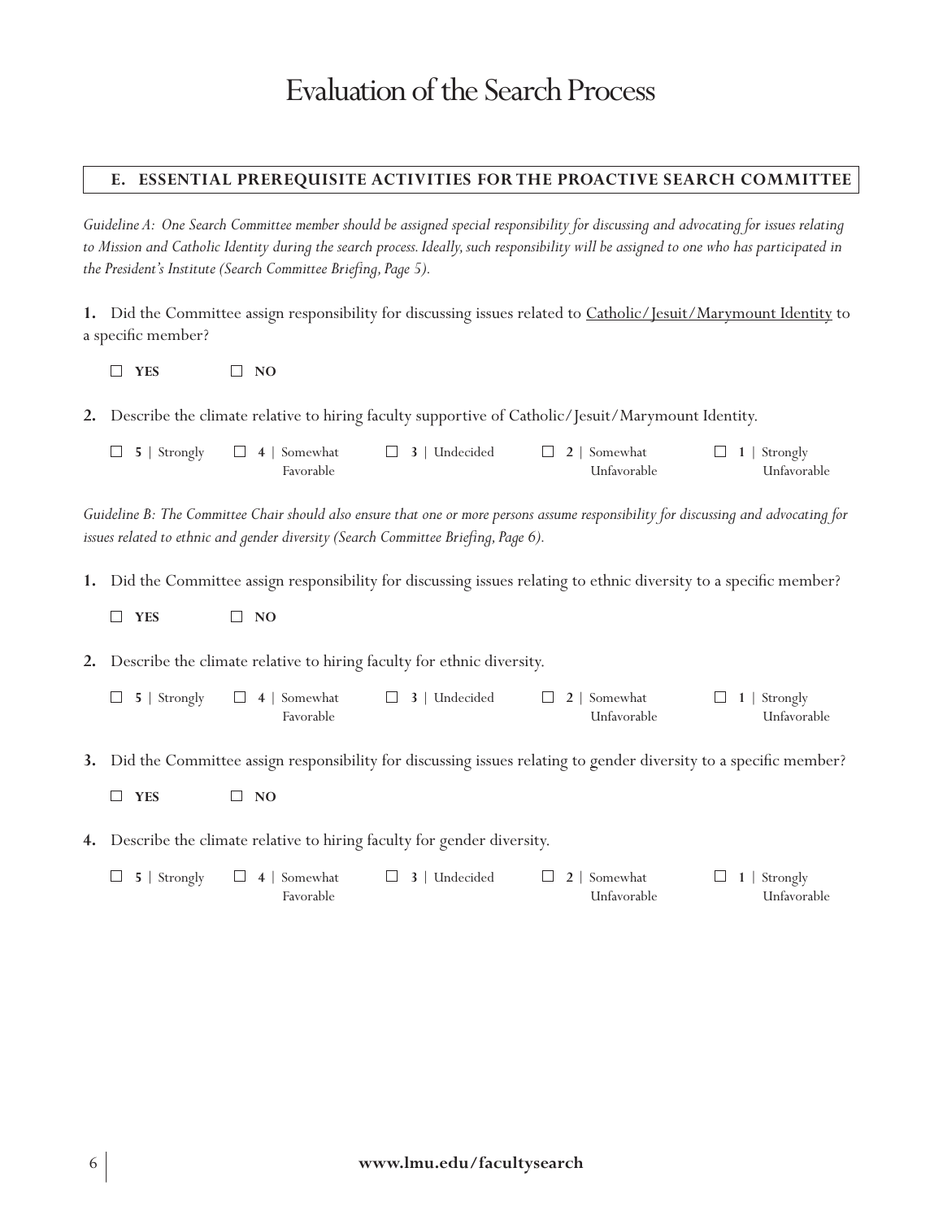# Evaluation of the Search Process

## E. ESSENTIAL PREREQUISITE ACTIVITIES FOR THE PROACTIVE SEARCH COMMITTEE

*Guideline A: One Search Committee member should be assigned special responsibility for discussing and advocating for issues relating to Mission and Catholic Identity during the search process. Ideally, such responsibility will be assigned to one who has participated in the President's Institute (Search Committee Briefing, Page 5).*

**1.** Did the Committee assign responsibility for discussing issues related to Catholic/Jesuit/Marymount Identity to a specific member?

☐ **YES** ☐ **NO**

**2.** Describe the climate relative to hiring faculty supportive of Catholic/Jesuit/Marymount Identity.

☐ **5** | Strongly ☐ **4** | Somewhat Favorable ☐ **3** | Undecided ☐ **2** | Somewhat Unfavorable ☐ **1** | Strongly Unfavorable

*Guideline B: The Committee Chair should also ensure that one or more persons assume responsibility for discussing and advocating for issues related to ethnic and gender diversity (Search Committee Briefing, Page 6).*

**1.** Did the Committee assign responsibility for discussing issues relating to ethnic diversity to a specific member?

☐ **YES** ☐ **NO**

**2.** Describe the climate relative to hiring faculty for ethnic diversity.

☐ **5** | Strongly ☐ **4** | Somewhat Favorable ☐ **3** | Undecided ☐ **2** | Somewhat Unfavorable ☐ **1** | Strongly Unfavorable

**3.** Did the Committee assign responsibility for discussing issues relating to gender diversity to a specific member?

☐ **YES** ☐ **NO**

**4.** Describe the climate relative to hiring faculty for gender diversity.

☐ **5** | Strongly ☐ **4** | Somewhat Favorable ☐ **3** | Undecided ☐ **2** | Somewhat Unfavorable ☐ **1** | Strongly Unfavorable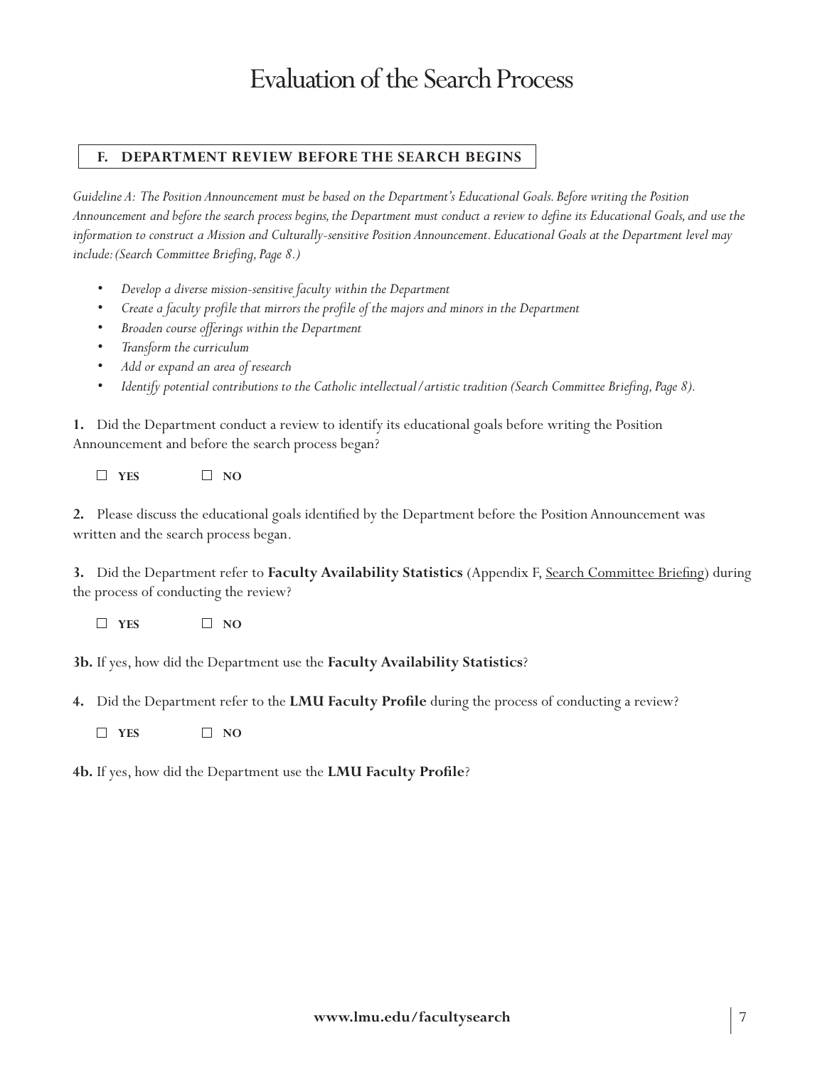# Evaluation of the Search Process

## F. DEPARTMENT REVIEW BEFORE THE SEARCH BEGINS

*Guideline A: The Position Announcement must be based on the Department's Educational Goals. Before writing the Position Announcement and before the search process begins, the Department must conduct a review to define its Educational Goals, and use the information to construct a Mission and Culturally-sensitive Position Announcement. Educational Goals at the Department level may include: (Search Committee Briefing, Page 8.)*

- *Develop a diverse mission-sensitive faculty within the Department*
- *Create a faculty profile that mirrors the profile of the majors and minors in the Department*
- *Broaden course offerings within the Department*
- *Transform the curriculum*
- *Add or expand an area of research*
- *Identify potential contributions to the Catholic intellectual/artistic tradition (Search Committee Briefing, Page 8).*

**1.** Did the Department conduct a review to identify its educational goals before writing the Position Announcement and before the search process began?

☐ **YES** ☐ **NO**

**2.** Please discuss the educational goals identified by the Department before the Position Announcement was written and the search process began.

**3.** Did the Department refer to **Faculty Availability Statistics** (Appendix F, Search Committee Briefing) during the process of conducting the review?

☐ **YES** ☐ **NO**

**3b.** If yes, how did the Department use the **Faculty Availability Statistics**?

**4.** Did the Department refer to the **LMU Faculty Profile** during the process of conducting a review?

☐ **YES** ☐ **NO**

**4b.** If yes, how did the Department use the **LMU Faculty Profile**?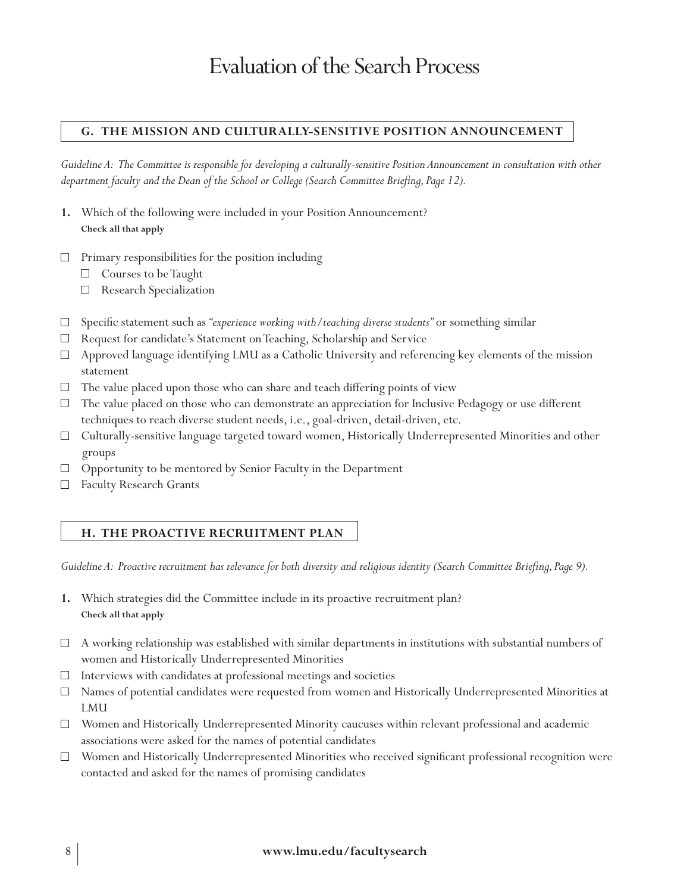# Evaluation of the Search Process

## G. THE MISSION AND CULTURALLY-SENSITIVE POSITION ANNOUNCEMENT

*Guideline A: The Committee is responsible for developing a culturally-sensitive Position Announcement in consultation with other department faculty and the Dean of the School or College (Search Committee Briefing, Page 12).*

**1.** Which of the following were included in your Position Announcement?
**Check all that apply**

- ☐ Primary responsibilities for the position including
  - ☐ Courses to be Taught
  - ☐ Research Specialization
- ☐ Specific statement such as *"experience working with/teaching diverse students"* or something similar
- ☐ Request for candidate's Statement on Teaching, Scholarship and Service
- ☐ Approved language identifying LMU as a Catholic University and referencing key elements of the mission statement
- ☐ The value placed upon those who can share and teach differing points of view
- ☐ The value placed on those who can demonstrate an appreciation for Inclusive Pedagogy or use different techniques to reach diverse student needs, i.e., goal-driven, detail-driven, etc.
- ☐ Culturally-sensitive language targeted toward women, Historically Underrepresented Minorities and other groups
- ☐ Opportunity to be mentored by Senior Faculty in the Department
- ☐ Faculty Research Grants

## H. THE PROACTIVE RECRUITMENT PLAN

*Guideline A: Proactive recruitment has relevance for both diversity and religious identity (Search Committee Briefing, Page 9).*

**1.** Which strategies did the Committee include in its proactive recruitment plan?
**Check all that apply**

- ☐ A working relationship was established with similar departments in institutions with substantial numbers of women and Historically Underrepresented Minorities
- ☐ Interviews with candidates at professional meetings and societies
- ☐ Names of potential candidates were requested from women and Historically Underrepresented Minorities at LMU
- ☐ Women and Historically Underrepresented Minority caucuses within relevant professional and academic associations were asked for the names of potential candidates
- ☐ Women and Historically Underrepresented Minorities who received significant professional recognition were contacted and asked for the names of promising candidates

**www.lmu.edu/facultysearch**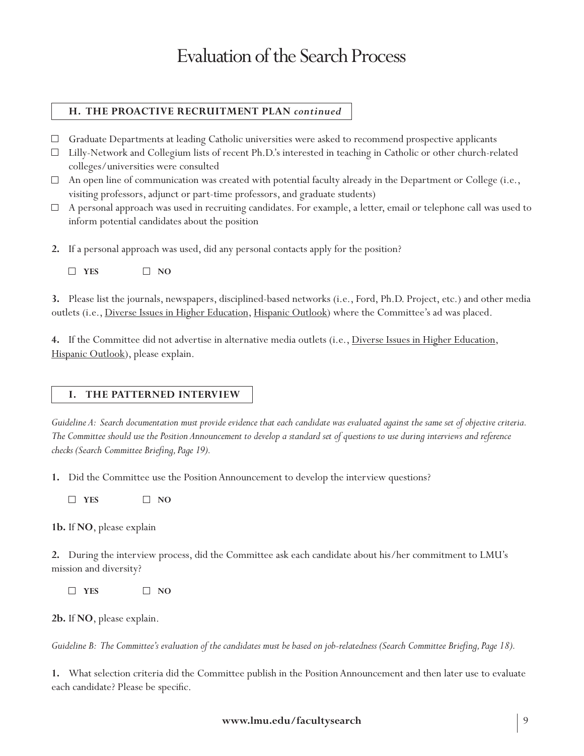# Evaluation of the Search Process

## H. THE PROACTIVE RECRUITMENT PLAN *continued*

- ☐ Graduate Departments at leading Catholic universities were asked to recommend prospective applicants
- ☐ Lilly-Network and Collegium lists of recent Ph.D.'s interested in teaching in Catholic or other church-related colleges/universities were consulted
- ☐ An open line of communication was created with potential faculty already in the Department or College (i.e., visiting professors, adjunct or part-time professors, and graduate students)
- ☐ A personal approach was used in recruiting candidates. For example, a letter, email or telephone call was used to inform potential candidates about the position

**2.** If a personal approach was used, did any personal contacts apply for the position?

☐ **YES** ☐ **NO**

**3.** Please list the journals, newspapers, disciplined-based networks (i.e., Ford, Ph.D. Project, etc.) and other media outlets (i.e., Diverse Issues in Higher Education, Hispanic Outlook) where the Committee's ad was placed.

**4.** If the Committee did not advertise in alternative media outlets (i.e., Diverse Issues in Higher Education, Hispanic Outlook), please explain.

## I. THE PATTERNED INTERVIEW

*Guideline A: Search documentation must provide evidence that each candidate was evaluated against the same set of objective criteria. The Committee should use the Position Announcement to develop a standard set of questions to use during interviews and reference checks (Search Committee Briefing, Page 19).*

**1.** Did the Committee use the Position Announcement to develop the interview questions?

☐ **YES** ☐ **NO**

**1b.** If **NO**, please explain

**2.** During the interview process, did the Committee ask each candidate about his/her commitment to LMU's mission and diversity?

☐ **YES** ☐ **NO**

**2b.** If **NO**, please explain.

*Guideline B: The Committee's evaluation of the candidates must be based on job-relatedness (Search Committee Briefing, Page 18).*

**1.** What selection criteria did the Committee publish in the Position Announcement and then later use to evaluate each candidate? Please be specific.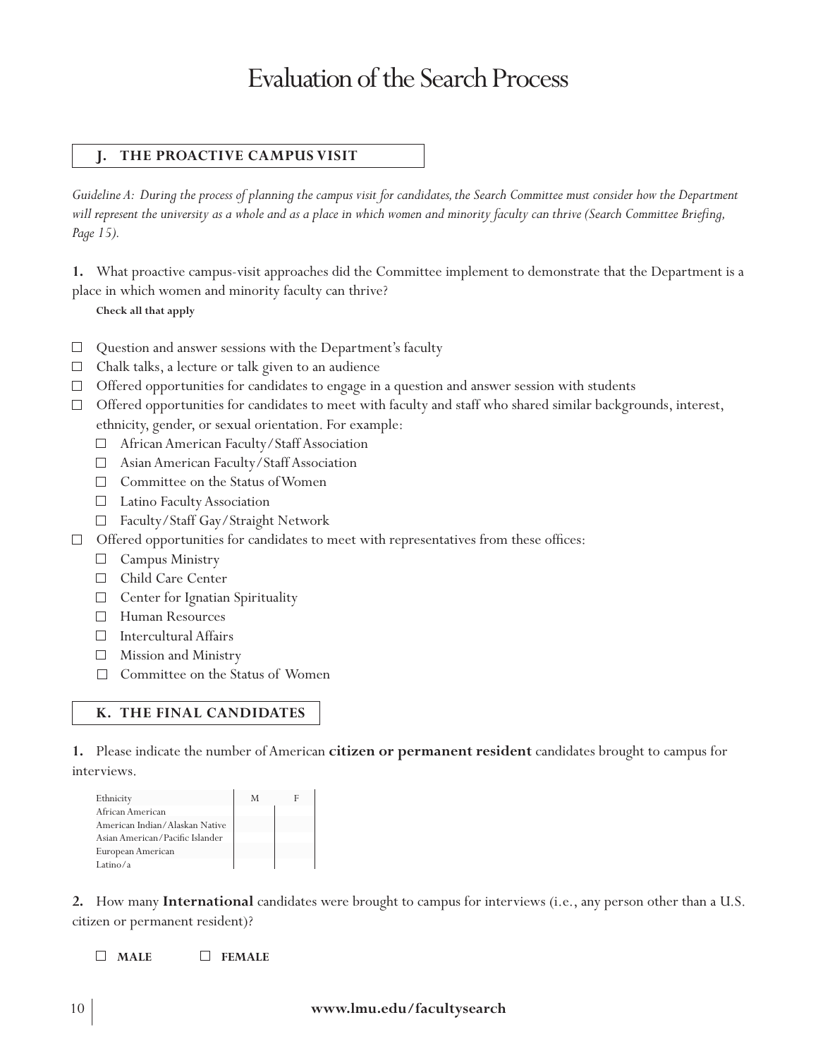# Evaluation of the Search Process

## J. THE PROACTIVE CAMPUS VISIT

*Guideline A: During the process of planning the campus visit for candidates, the Search Committee must consider how the Department will represent the university as a whole and as a place in which women and minority faculty can thrive (Search Committee Briefing, Page 15).*

**1.** What proactive campus-visit approaches did the Committee implement to demonstrate that the Department is a place in which women and minority faculty can thrive?

**Check all that apply**

- ☐ Question and answer sessions with the Department's faculty
- ☐ Chalk talks, a lecture or talk given to an audience
- ☐ Offered opportunities for candidates to engage in a question and answer session with students
- ☐ Offered opportunities for candidates to meet with faculty and staff who shared similar backgrounds, interest, ethnicity, gender, or sexual orientation. For example:
  - ☐ African American Faculty/Staff Association
  - ☐ Asian American Faculty/Staff Association
  - ☐ Committee on the Status of Women
  - ☐ Latino Faculty Association
  - ☐ Faculty/Staff Gay/Straight Network
- ☐ Offered opportunities for candidates to meet with representatives from these offices:
  - ☐ Campus Ministry
  - ☐ Child Care Center
  - ☐ Center for Ignatian Spirituality
  - ☐ Human Resources
  - ☐ Intercultural Affairs
  - ☐ Mission and Ministry
  - ☐ Committee on the Status of Women

## K. THE FINAL CANDIDATES

**1.** Please indicate the number of American **citizen or permanent resident** candidates brought to campus for interviews.

| Ethnicity | M | F |
|---|---|---|
| African American | | |
| American Indian/Alaskan Native | | |
| Asian American/Pacific Islander | | |
| European American | | |
| Latino/a | | |

**2.** How many **International** candidates were brought to campus for interviews (i.e., any person other than a U.S. citizen or permanent resident)?

☐ **MALE** ☐ **FEMALE**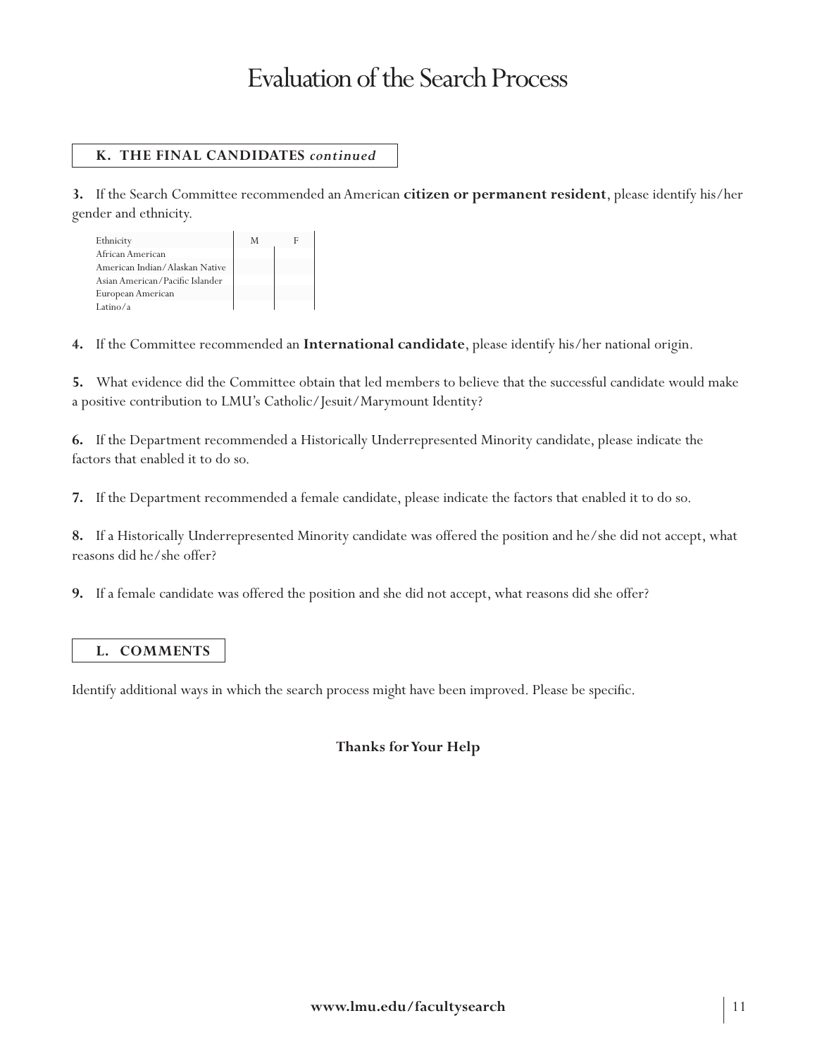# Evaluation of the Search Process

## K. THE FINAL CANDIDATES *continued*

**3.** If the Search Committee recommended an American **citizen or permanent resident**, please identify his/her gender and ethnicity.

| Ethnicity | M | F |
|---|---|---|
| African American | | |
| American Indian/Alaskan Native | | |
| Asian American/Pacific Islander | | |
| European American | | |
| Latino/a | | |

**4.** If the Committee recommended an **International candidate**, please identify his/her national origin.

**5.** What evidence did the Committee obtain that led members to believe that the successful candidate would make a positive contribution to LMU's Catholic/Jesuit/Marymount Identity?

**6.** If the Department recommended a Historically Underrepresented Minority candidate, please indicate the factors that enabled it to do so.

**7.** If the Department recommended a female candidate, please indicate the factors that enabled it to do so.

**8.** If a Historically Underrepresented Minority candidate was offered the position and he/she did not accept, what reasons did he/she offer?

**9.** If a female candidate was offered the position and she did not accept, what reasons did she offer?

## L. COMMENTS

Identify additional ways in which the search process might have been improved. Please be specific.

**Thanks for Your Help**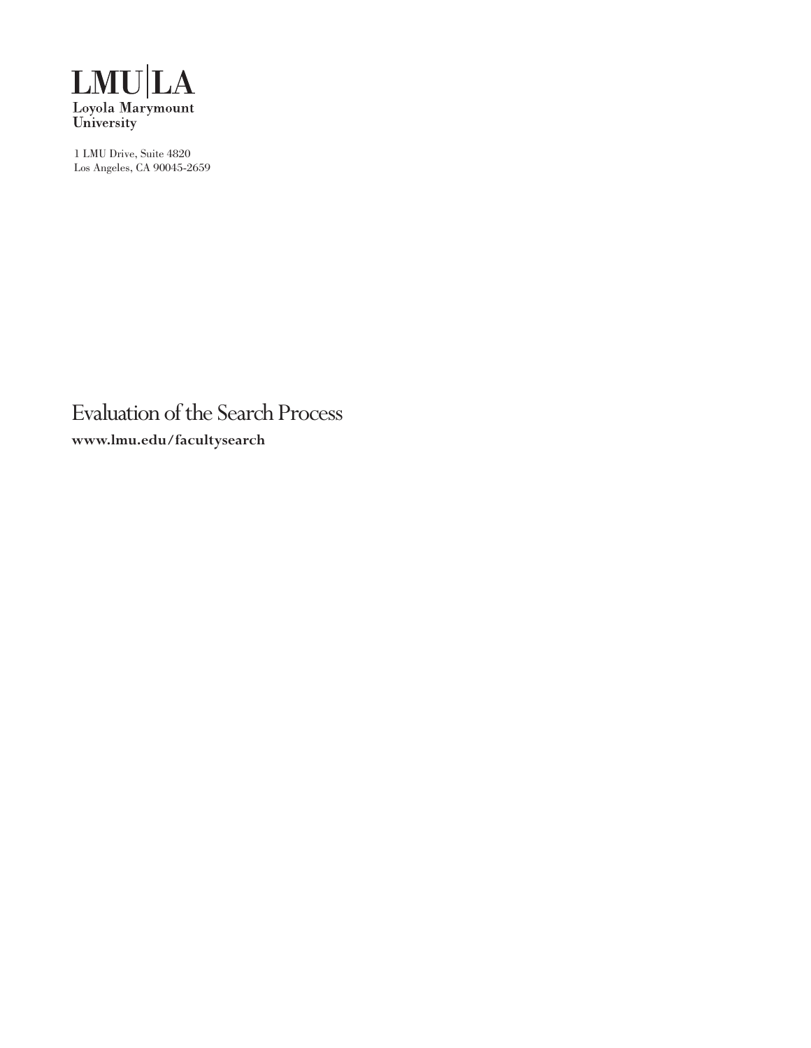LMU|LA
Loyola Marymount
University

1 LMU Drive, Suite 4820
Los Angeles, CA 90045-2659

# Evaluation of the Search Process

**www.lmu.edu/facultysearch**